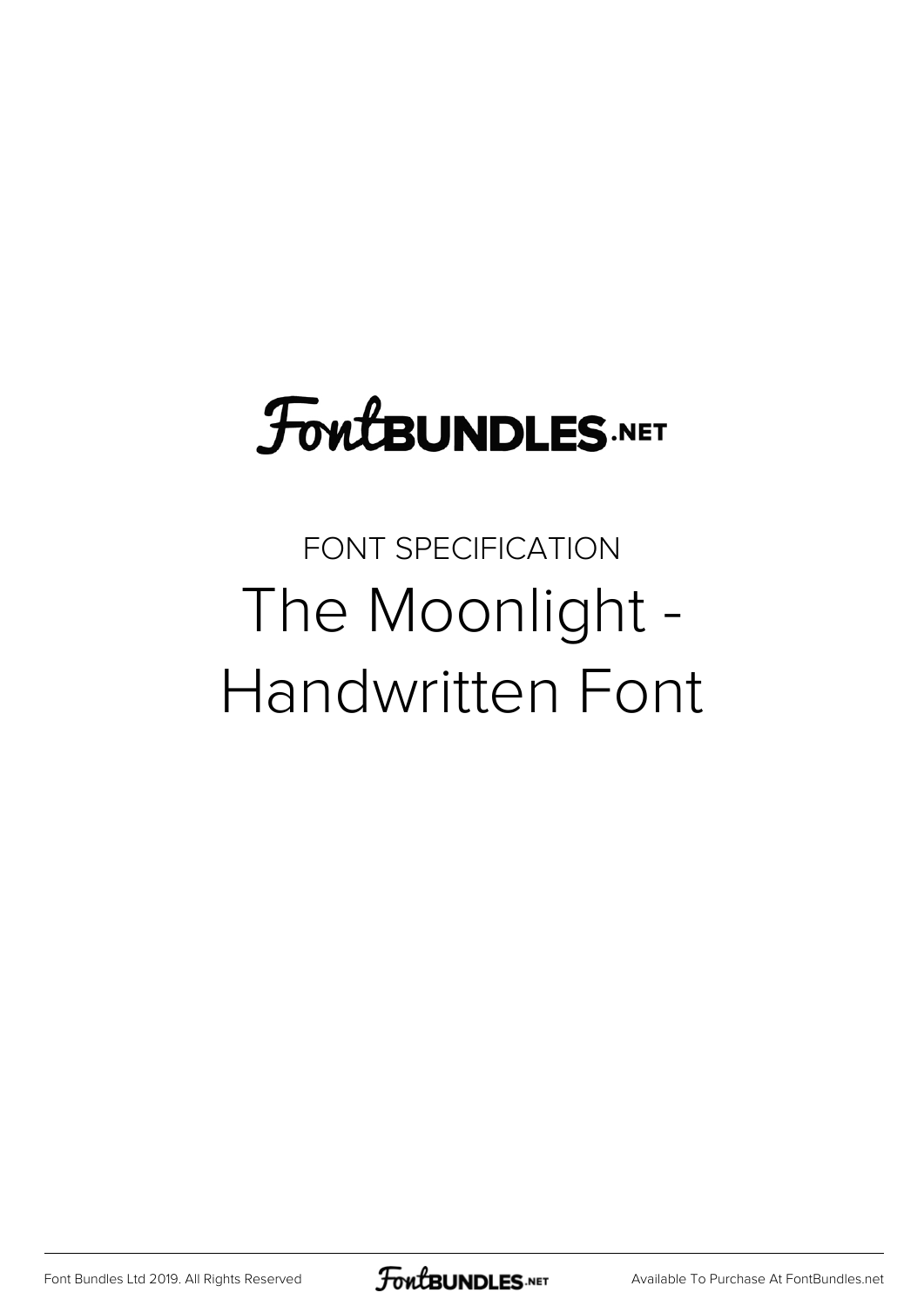FontBUNDLES.NET

FONT SPECIFICATION

# The Moonlight - Handwritten Font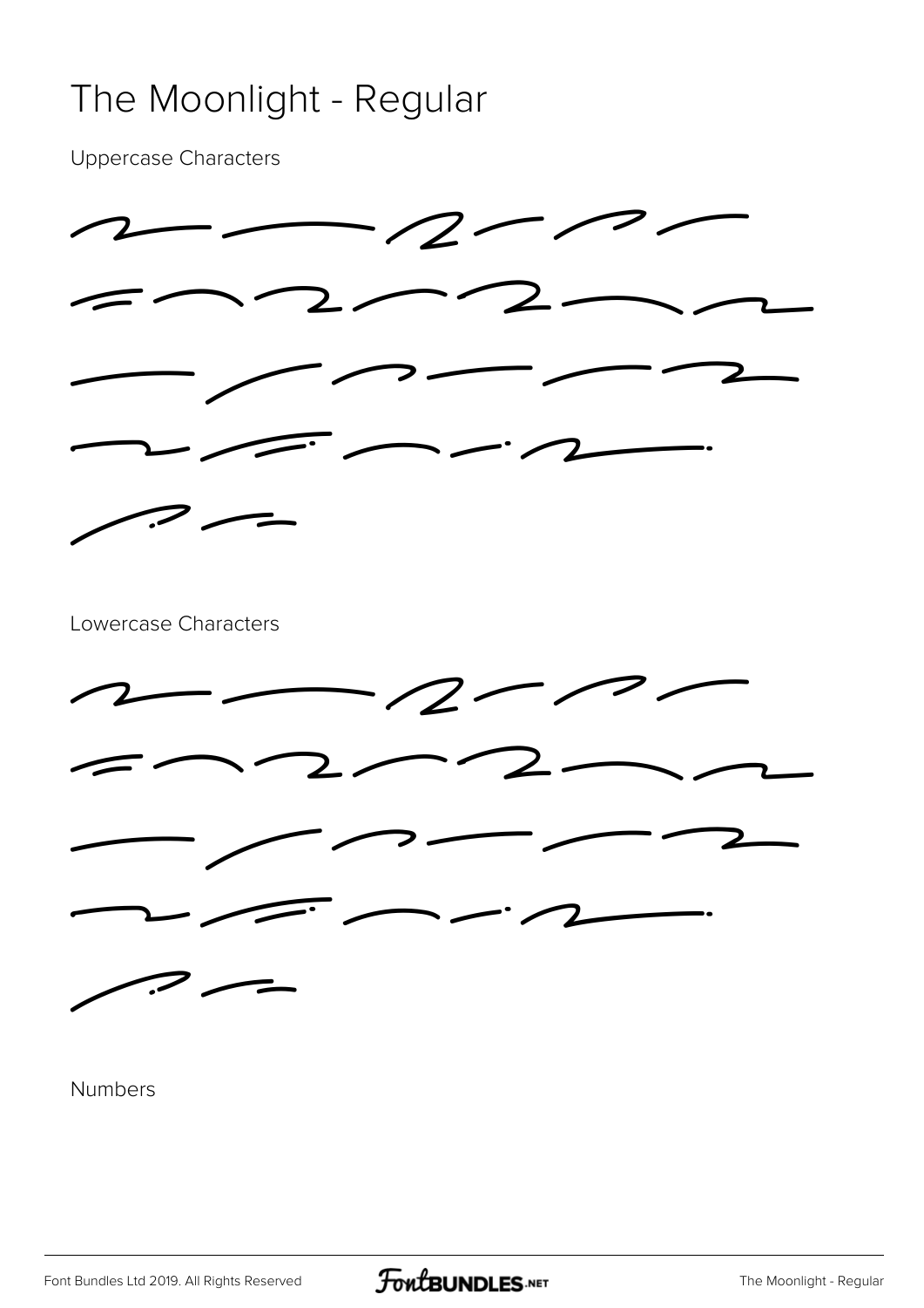# The Moonlight - Regular

Uppercase Characters

Lowercase Characters

Numbers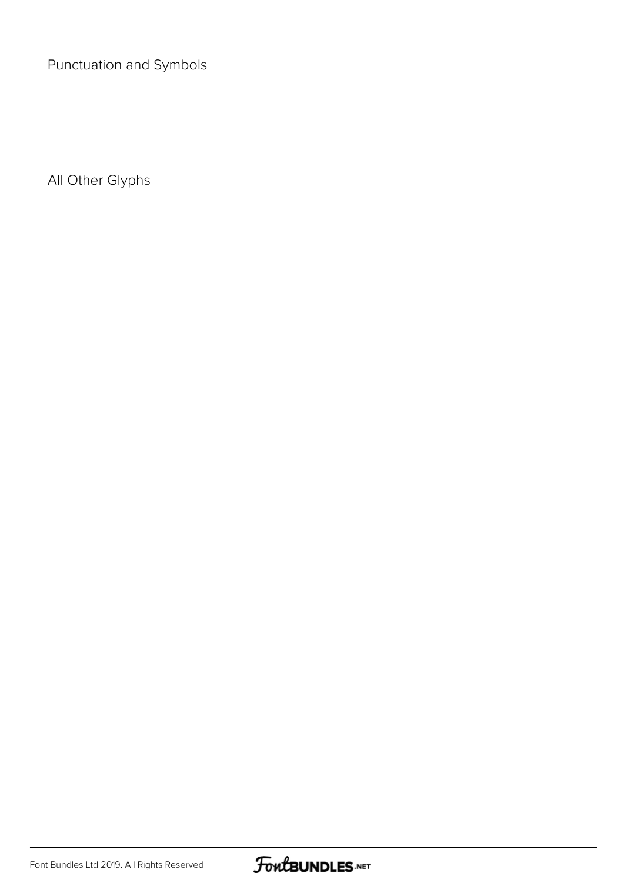Punctuation and Symbols

All Other Glyphs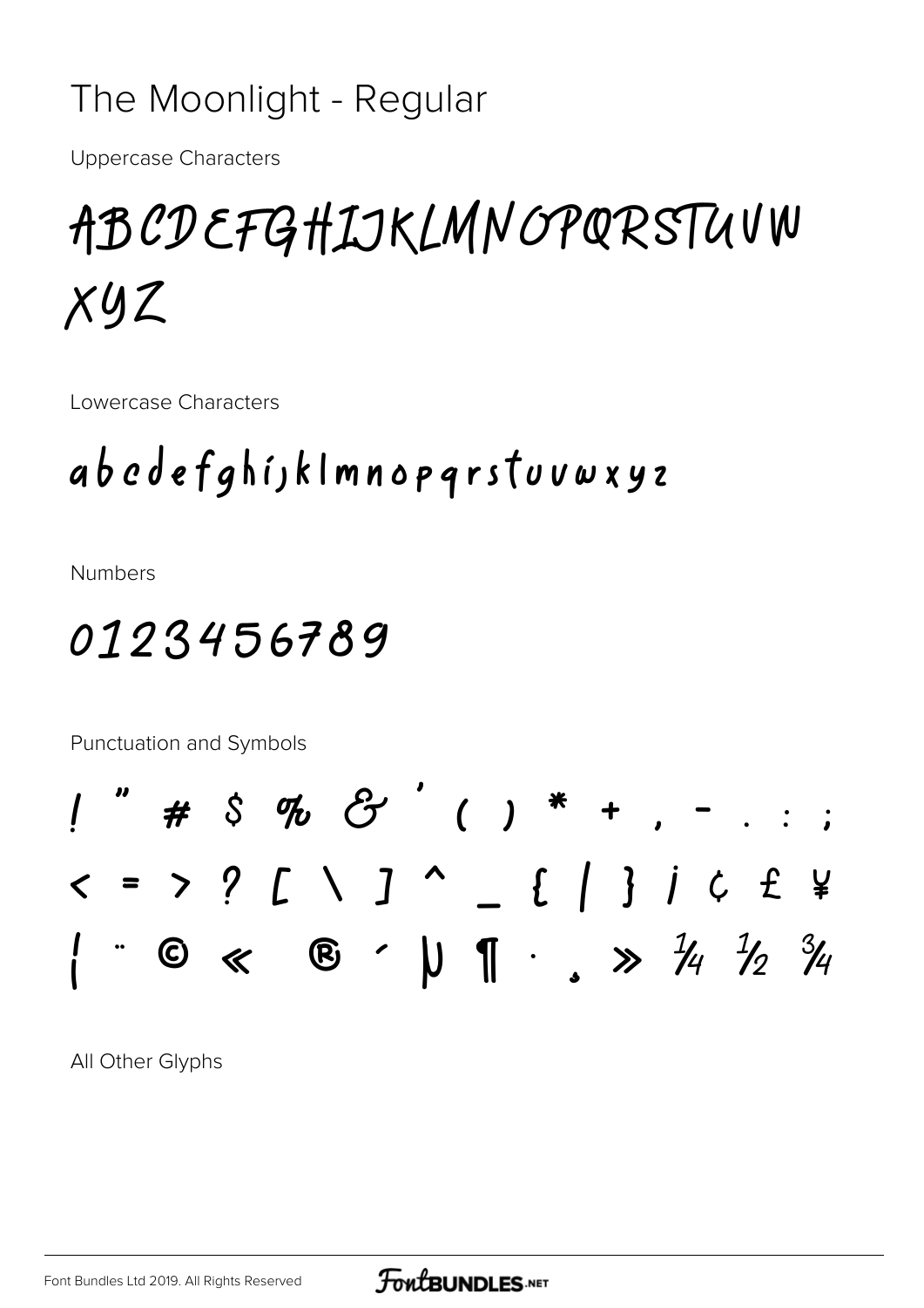# The Moonlight - Regular

Uppercase Characters

ABCDEFGHIJKLMNOPQRSTUVW XYZ

Lowercase Characters

abcdefghijklmnopqrstuvwxyz

Numbers

0123456789

Punctuation and Symbols

! " # $ % & ' ( ) * + , - . : ; < = > ? [ \ ] ^ _ { | } ¡ ¢ £ ¥ ¦ ¨ © « ® ´ µ ¶ · ¸ » ¼ ½ ¾

All Other Glyphs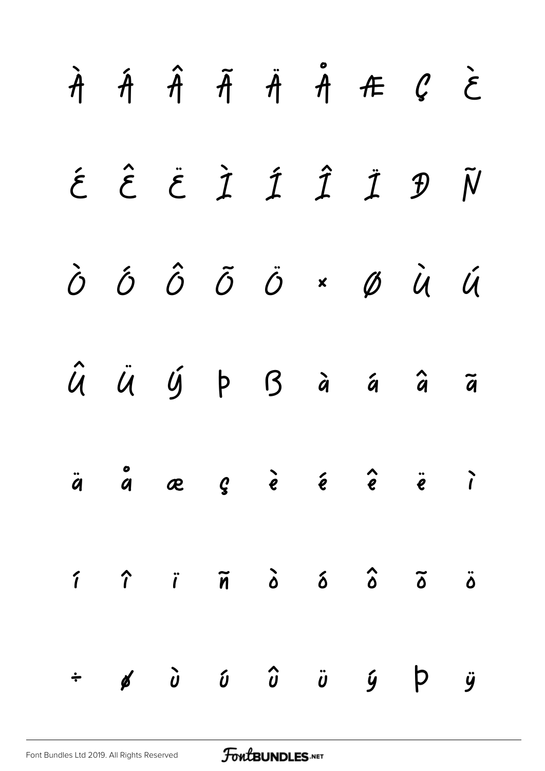À Á Â Ã Ä Å Æ Ç È

É Ê Ë Ì Í Î Ï Ð Ñ

Ò Ó Ô Õ Ö × Ø Ù Ú

Û Ü Ý Þ ß à á â ã

ä å æ ç è é ê ë ì

í î ï ñ ò ó ô õ ö

÷ ø ù ú û ü ý þ ÿ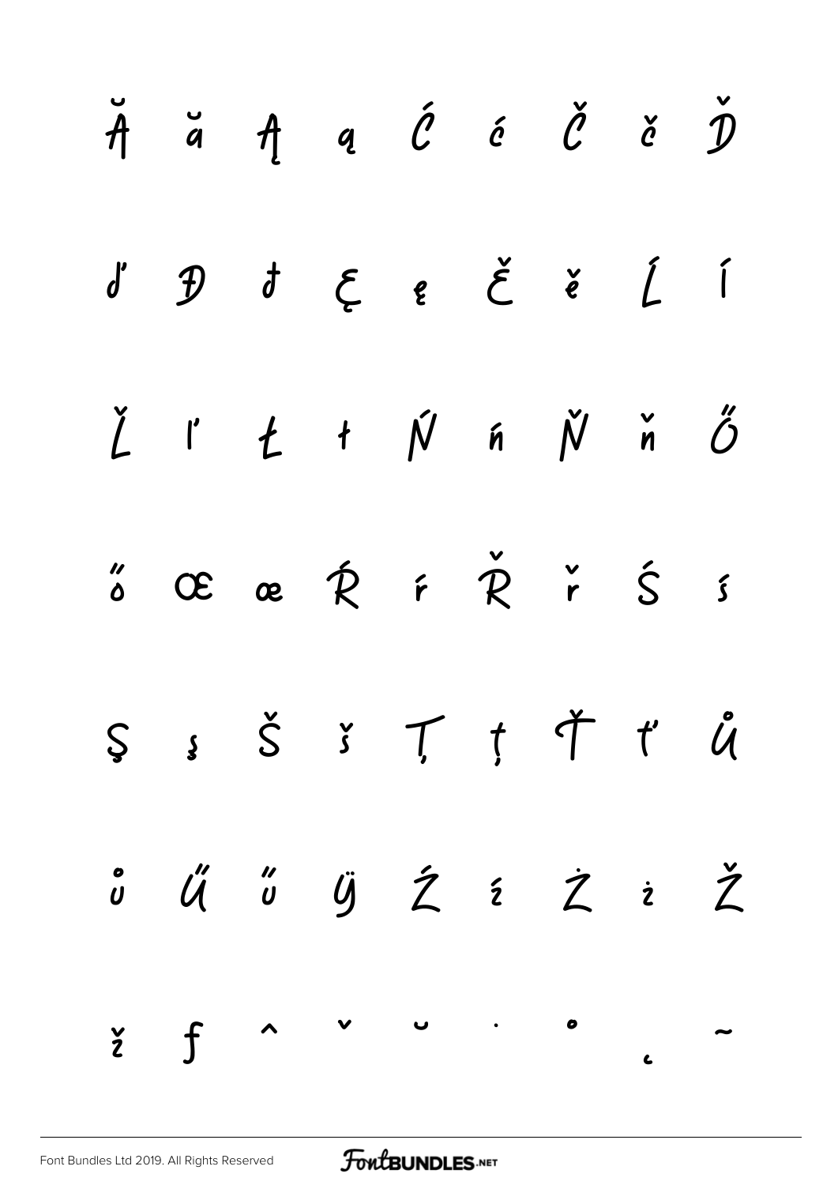Ă ă Ą ą Ć ć Č č Ď

ď Đ đ Ę ę Ě ě Ĺ ĺ

Ľ ľ Ł ł Ń ń Ň ň Ő

ő Œ œ Ŕ ŕ Ř ř Ś ś

Ş ş Š š Ţ ţ Ť ť Ů

ů Ű ű Ÿ Ź ź Ż ż Ž

ž ƒ ˆ ˇ ˘ ˙ ˚ ˛ ˜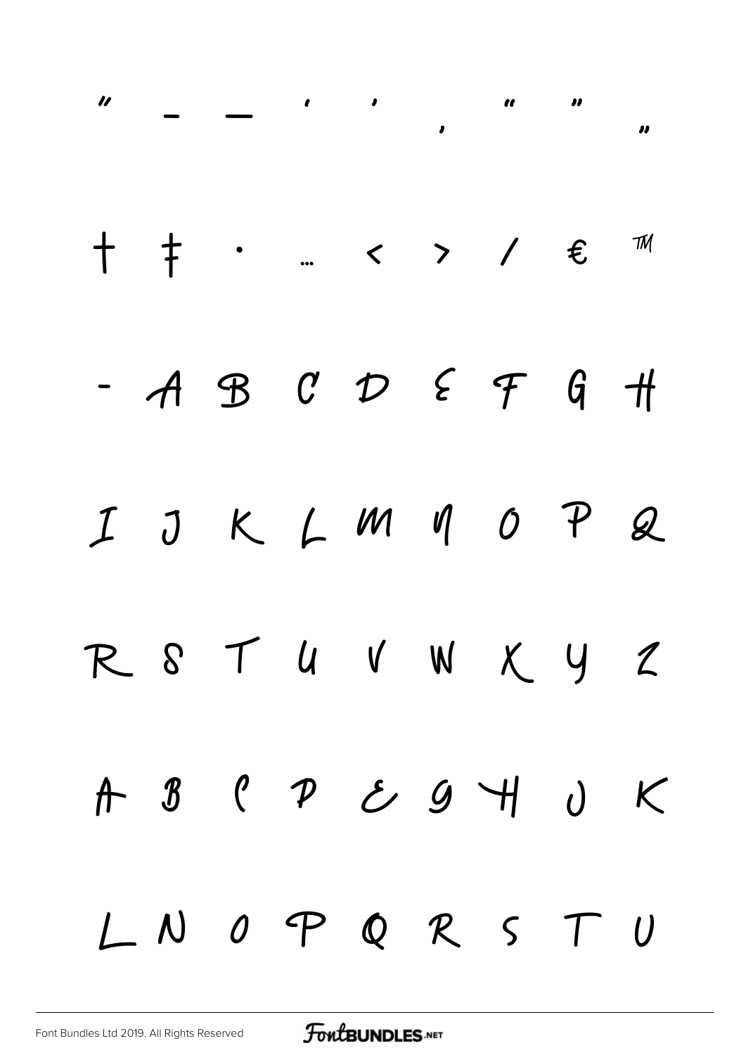″ – — ' ' ‚ " " „

† ‡ · … ‹ › ⁄ € ™

- A B C D E F G H

I J K L M N O P Q

R S T U V W X Y Z

A B C D E G H J K

L N O P Q R S T U

Font Bundles Ltd 2019. All Rights Reserved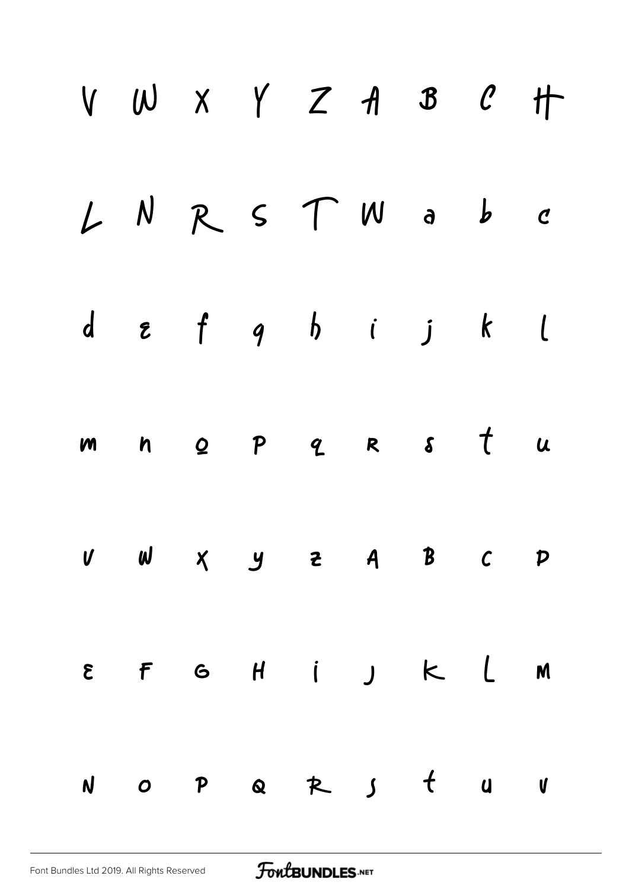V W X Y Z A B C H

L N R S T W a b c

d e f g h i j k l

m n o p q r s t u

v w x y z A B C D

E F G H I J K L M

N O P Q R S T U V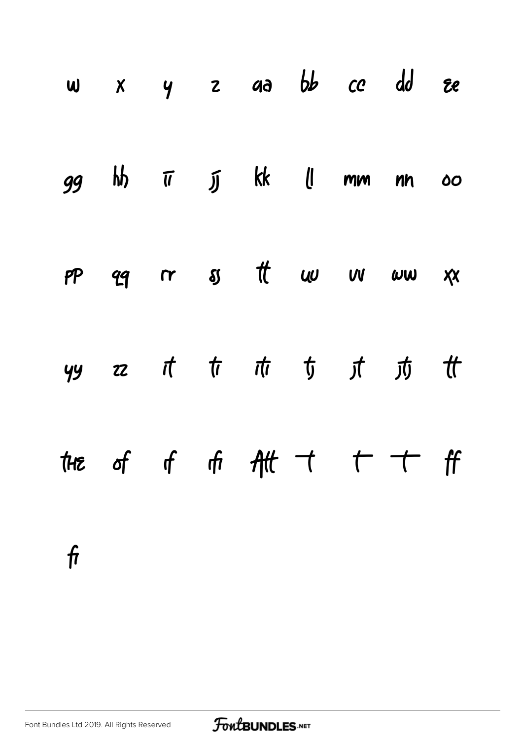w x y z aa bb cc dd ee

gg hh ii jj kk ll mm nn oo

pp qq rr ss tt uu vv ww xx

yy zz it ti iti tj jt jtj tt

the of f fi Att t t t ff

fi